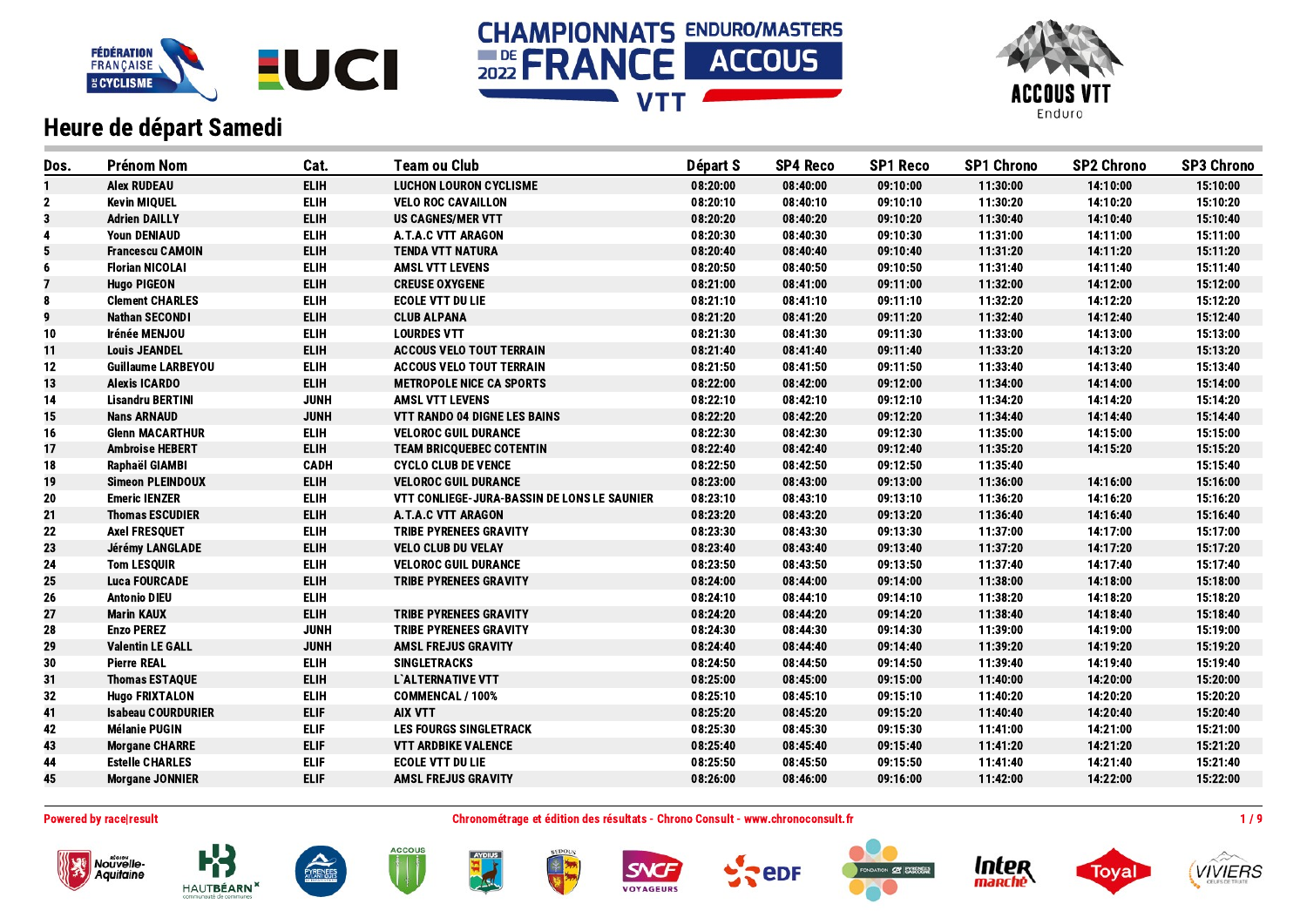# Heure de départ Samedi

| Dos. | Prénom Nom | Cat. | Team ou Club | Départ S | SP4 Reco | SP1 Reco | SP1 Chrono | SP2 Chrono | SP3 Chrono |
|---|---|---|---|---|---|---|---|---|---|
| 1 | Alex RUDEAU | ELIH | LUCHON LOURON CYCLISME | 08:20:00 | 08:40:00 | 09:10:00 | 11:30:00 | 14:10:00 | 15:10:00 |
| 2 | Kevin MIQUEL | ELIH | VELO ROC CAVAILLON | 08:20:10 | 08:40:10 | 09:10:10 | 11:30:20 | 14:10:20 | 15:10:20 |
| 3 | Adrien DAILLY | ELIH | US CAGNES/MER VTT | 08:20:20 | 08:40:20 | 09:10:20 | 11:30:40 | 14:10:40 | 15:10:40 |
| 4 | Youn DENIAUD | ELIH | A.T.A.C VTT ARAGON | 08:20:30 | 08:40:30 | 09:10:30 | 11:31:00 | 14:11:00 | 15:11:00 |
| 5 | Francesco CAMOIN | ELIH | TENDA VTT NATURA | 08:20:40 | 08:40:40 | 09:10:40 | 11:31:20 | 14:11:20 | 15:11:20 |
| 6 | Florian NICOLAI | ELIH | AMSL VTT LEVENS | 08:20:50 | 08:40:50 | 09:10:50 | 11:31:40 | 14:11:40 | 15:11:40 |
| 7 | Hugo PIGEON | ELIH | CREUSE OXYGENE | 08:21:00 | 08:41:00 | 09:11:00 | 11:32:00 | 14:12:00 | 15:12:00 |
| 8 | Clement CHARLES | ELIH | ECOLE VTT DU LIE | 08:21:10 | 08:41:10 | 09:11:10 | 11:32:20 | 14:12:20 | 15:12:20 |
| 9 | Nathan SECONDI | ELIH | CLUB ALPANA | 08:21:20 | 08:41:20 | 09:11:20 | 11:32:40 | 14:12:40 | 15:12:40 |
| 10 | Irénée MENJOU | ELIH | LOURDES VTT | 08:21:30 | 08:41:30 | 09:11:30 | 11:33:00 | 14:13:00 | 15:13:00 |
| 11 | Louis JEANDEL | ELIH | ACCOUS VELO TOUT TERRAIN | 08:21:40 | 08:41:40 | 09:11:40 | 11:33:20 | 14:13:20 | 15:13:20 |
| 12 | Guillaume LARBEYOU | ELIH | ACCOUS VELO TOUT TERRAIN | 08:21:50 | 08:41:50 | 09:11:50 | 11:33:40 | 14:13:40 | 15:13:40 |
| 13 | Alexis ICARDO | ELIH | METROPOLE NICE CA SPORTS | 08:22:00 | 08:42:00 | 09:12:00 | 11:34:00 | 14:14:00 | 15:14:00 |
| 14 | Lisandru BERTINI | JUNH | AMSL VTT LEVENS | 08:22:10 | 08:42:10 | 09:12:10 | 11:34:20 | 14:14:20 | 15:14:20 |
| 15 | Nans ARNAUD | JUNH | VTT RANDO 04 DIGNE LES BAINS | 08:22:20 | 08:42:20 | 09:12:20 | 11:34:40 | 14:14:40 | 15:14:40 |
| 16 | Glenn MACARTHUR | ELIH | VELOROC GUIL DURANCE | 08:22:30 | 08:42:30 | 09:12:30 | 11:35:00 | 14:15:00 | 15:15:00 |
| 17 | Ambroise HEBERT | ELIH | TEAM BRICQUEBEC COTENTIN | 08:22:40 | 08:42:40 | 09:12:40 | 11:35:20 | 14:15:20 | 15:15:20 |
| 18 | Raphaël GIAMBI | CADH | CYCLO CLUB DE VENCE | 08:22:50 | 08:42:50 | 09:12:50 | 11:35:40 | | 15:15:40 |
| 19 | Simeon PLEINDOUX | ELIH | VELOROC GUIL DURANCE | 08:23:00 | 08:43:00 | 09:13:00 | 11:36:00 | 14:16:00 | 15:16:00 |
| 20 | Emeric IENZER | ELIH | VTT CONLIEGE-JURA-BASSIN DE LONS LE SAUNIER | 08:23:10 | 08:43:10 | 09:13:10 | 11:36:20 | 14:16:20 | 15:16:20 |
| 21 | Thomas ESCUDIER | ELIH | A.T.A.C VTT ARAGON | 08:23:20 | 08:43:20 | 09:13:20 | 11:36:40 | 14:16:40 | 15:16:40 |
| 22 | Axel FRESQUET | ELIH | TRIBE PYRENEES GRAVITY | 08:23:30 | 08:43:30 | 09:13:30 | 11:37:00 | 14:17:00 | 15:17:00 |
| 23 | Jérémy LANGLADE | ELIH | VELO CLUB DU VELAY | 08:23:40 | 08:43:40 | 09:13:40 | 11:37:20 | 14:17:20 | 15:17:20 |
| 24 | Tom LESQUIR | ELIH | VELOROC GUIL DURANCE | 08:23:50 | 08:43:50 | 09:13:50 | 11:37:40 | 14:17:40 | 15:17:40 |
| 25 | Luca FOURCADE | ELIH | TRIBE PYRENEES GRAVITY | 08:24:00 | 08:44:00 | 09:14:00 | 11:38:00 | 14:18:00 | 15:18:00 |
| 26 | Antonio DIEU | ELIH | | 08:24:10 | 08:44:10 | 09:14:10 | 11:38:20 | 14:18:20 | 15:18:20 |
| 27 | Marin KAUX | ELIH | TRIBE PYRENEES GRAVITY | 08:24:20 | 08:44:20 | 09:14:20 | 11:38:40 | 14:18:40 | 15:18:40 |
| 28 | Enzo PEREZ | JUNH | TRIBE PYRENEES GRAVITY | 08:24:30 | 08:44:30 | 09:14:30 | 11:39:00 | 14:19:00 | 15:19:00 |
| 29 | Valentin LE GALL | JUNH | AMSL FREJUS GRAVITY | 08:24:40 | 08:44:40 | 09:14:40 | 11:39:20 | 14:19:20 | 15:19:20 |
| 30 | Pierre REAL | ELIH | SINGLETRACKS | 08:24:50 | 08:44:50 | 09:14:50 | 11:39:40 | 14:19:40 | 15:19:40 |
| 31 | Thomas ESTAQUE | ELIH | L`ALTERNATIVE VTT | 08:25:00 | 08:45:00 | 09:15:00 | 11:40:00 | 14:20:00 | 15:20:00 |
| 32 | Hugo FRIXTALON | ELIH | COMMENCAL / 100% | 08:25:10 | 08:45:10 | 09:15:10 | 11:40:20 | 14:20:20 | 15:20:20 |
| 41 | Isabeau COURDURIER | ELIF | AIX VTT | 08:25:20 | 08:45:20 | 09:15:20 | 11:40:40 | 14:20:40 | 15:20:40 |
| 42 | Mélanie PUGIN | ELIF | LES FOURGS SINGLETRACK | 08:25:30 | 08:45:30 | 09:15:30 | 11:41:00 | 14:21:00 | 15:21:00 |
| 43 | Morgane CHARRE | ELIF | VTT ARDBIKE VALENCE | 08:25:40 | 08:45:40 | 09:15:40 | 11:41:20 | 14:21:20 | 15:21:20 |
| 44 | Estelle CHARLES | ELIF | ECOLE VTT DU LIE | 08:25:50 | 08:45:50 | 09:15:50 | 11:41:40 | 14:21:40 | 15:21:40 |
| 45 | Morgane JONNIER | ELIF | AMSL FREJUS GRAVITY | 08:26:00 | 08:46:00 | 09:16:00 | 11:42:00 | 14:22:00 | 15:22:00 |

Powered by race|result

Chronométrage et édition des résultats - Chrono Consult - www.chronoconsult.fr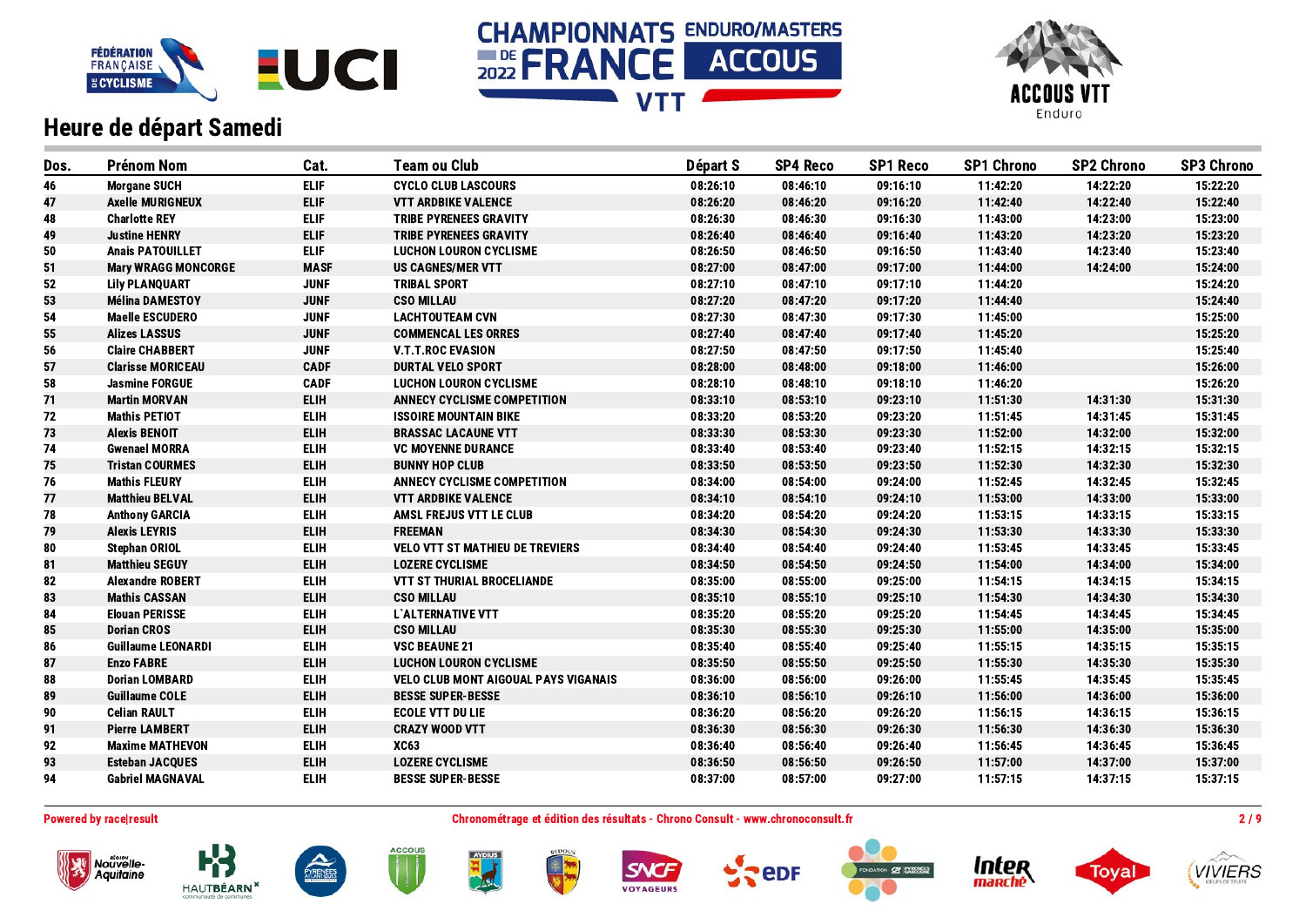## Heure de départ Samedi

| Dos. | Prénom Nom | Cat. | Team ou Club | Départ S | SP4 Reco | SP1 Reco | SP1 Chrono | SP2 Chrono | SP3 Chrono |
|---|---|---|---|---|---|---|---|---|---|
| 46 | Morgane SUCH | ELIF | CYCLO CLUB LASCOURS | 08:26:10 | 08:46:10 | 09:16:10 | 11:42:20 | 14:22:20 | 15:22:20 |
| 47 | Axelle MURIGNEUX | ELIF | VTT ARDBIKE VALENCE | 08:26:20 | 08:46:20 | 09:16:20 | 11:42:40 | 14:22:40 | 15:22:40 |
| 48 | Charlotte REY | ELIF | TRIBE PYRENEES GRAVITY | 08:26:30 | 08:46:30 | 09:16:30 | 11:43:00 | 14:23:00 | 15:23:00 |
| 49 | Justine HENRY | ELIF | TRIBE PYRENEES GRAVITY | 08:26:40 | 08:46:40 | 09:16:40 | 11:43:20 | 14:23:20 | 15:23:20 |
| 50 | Anais PATOUILLET | ELIF | LUCHON LOURON CYCLISME | 08:26:50 | 08:46:50 | 09:16:50 | 11:43:40 | 14:23:40 | 15:23:40 |
| 51 | Mary WRAGG MONCORGE | MASF | US CAGNES/MER VTT | 08:27:00 | 08:47:00 | 09:17:00 | 11:44:00 | 14:24:00 | 15:24:00 |
| 52 | Lily PLANQUART | JUNF | TRIBAL SPORT | 08:27:10 | 08:47:10 | 09:17:10 | 11:44:20 | | 15:24:20 |
| 53 | Mélina DAMESTOY | JUNF | CSO MILLAU | 08:27:20 | 08:47:20 | 09:17:20 | 11:44:40 | | 15:24:40 |
| 54 | Maelle ESCUDERO | JUNF | LACHTOUTEAM CVN | 08:27:30 | 08:47:30 | 09:17:30 | 11:45:00 | | 15:25:00 |
| 55 | Alizes LASSUS | JUNF | COMMENCAL LES ORRES | 08:27:40 | 08:47:40 | 09:17:40 | 11:45:20 | | 15:25:20 |
| 56 | Claire CHABBERT | JUNF | V.T.T.ROC EVASION | 08:27:50 | 08:47:50 | 09:17:50 | 11:45:40 | | 15:25:40 |
| 57 | Clarisse MORICEAU | CADF | DURTAL VELO SPORT | 08:28:00 | 08:48:00 | 09:18:00 | 11:46:00 | | 15:26:00 |
| 58 | Jasmine FORGUE | CADF | LUCHON LOURON CYCLISME | 08:28:10 | 08:48:10 | 09:18:10 | 11:46:20 | | 15:26:20 |
| 71 | Martin MORVAN | ELIH | ANNECY CYCLISME COMPETITION | 08:33:10 | 08:53:10 | 09:23:10 | 11:51:30 | 14:31:30 | 15:31:30 |
| 72 | Mathis PETIOT | ELIH | ISSOIRE MOUNTAIN BIKE | 08:33:20 | 08:53:20 | 09:23:20 | 11:51:45 | 14:31:45 | 15:31:45 |
| 73 | Alexis BENOIT | ELIH | BRASSAC LACAUNE VTT | 08:33:30 | 08:53:30 | 09:23:30 | 11:52:00 | 14:32:00 | 15:32:00 |
| 74 | Gwenael MORRA | ELIH | VC MOYENNE DURANCE | 08:33:40 | 08:53:40 | 09:23:40 | 11:52:15 | 14:32:15 | 15:32:15 |
| 75 | Tristan COURMES | ELIH | BUNNY HOP CLUB | 08:33:50 | 08:53:50 | 09:23:50 | 11:52:30 | 14:32:30 | 15:32:30 |
| 76 | Mathis FLEURY | ELIH | ANNECY CYCLISME COMPETITION | 08:34:00 | 08:54:00 | 09:24:00 | 11:52:45 | 14:32:45 | 15:32:45 |
| 77 | Matthieu BELVAL | ELIH | VTT ARDBIKE VALENCE | 08:34:10 | 08:54:10 | 09:24:10 | 11:53:00 | 14:33:00 | 15:33:00 |
| 78 | Anthony GARCIA | ELIH | AMSL FREJUS VTT LE CLUB | 08:34:20 | 08:54:20 | 09:24:20 | 11:53:15 | 14:33:15 | 15:33:15 |
| 79 | Alexis LEYRIS | ELIH | FREEMAN | 08:34:30 | 08:54:30 | 09:24:30 | 11:53:30 | 14:33:30 | 15:33:30 |
| 80 | Stephan ORIOL | ELIH | VELO VTT ST MATHIEU DE TREVIERS | 08:34:40 | 08:54:40 | 09:24:40 | 11:53:45 | 14:33:45 | 15:33:45 |
| 81 | Matthieu SEGUY | ELIH | LOZERE CYCLISME | 08:34:50 | 08:54:50 | 09:24:50 | 11:54:00 | 14:34:00 | 15:34:00 |
| 82 | Alexandre ROBERT | ELIH | VTT ST THURIAL BROCELIANDE | 08:35:00 | 08:55:00 | 09:25:00 | 11:54:15 | 14:34:15 | 15:34:15 |
| 83 | Mathis CASSAN | ELIH | CSO MILLAU | 08:35:10 | 08:55:10 | 09:25:10 | 11:54:30 | 14:34:30 | 15:34:30 |
| 84 | Elouan PERISSE | ELIH | L`ALTERNATIVE VTT | 08:35:20 | 08:55:20 | 09:25:20 | 11:54:45 | 14:34:45 | 15:34:45 |
| 85 | Dorian CROS | ELIH | CSO MILLAU | 08:35:30 | 08:55:30 | 09:25:30 | 11:55:00 | 14:35:00 | 15:35:00 |
| 86 | Guillaume LEONARDI | ELIH | VSC BEAUNE 21 | 08:35:40 | 08:55:40 | 09:25:40 | 11:55:15 | 14:35:15 | 15:35:15 |
| 87 | Enzo FABRE | ELIH | LUCHON LOURON CYCLISME | 08:35:50 | 08:55:50 | 09:25:50 | 11:55:30 | 14:35:30 | 15:35:30 |
| 88 | Dorian LOMBARD | ELIH | VELO CLUB MONT AIGOUAL PAYS VIGANAIS | 08:36:00 | 08:56:00 | 09:26:00 | 11:55:45 | 14:35:45 | 15:35:45 |
| 89 | Guillaume COLE | ELIH | BESSE SUPER-BESSE | 08:36:10 | 08:56:10 | 09:26:10 | 11:56:00 | 14:36:00 | 15:36:00 |
| 90 | Celian RAULT | ELIH | ECOLE VTT DU LIE | 08:36:20 | 08:56:20 | 09:26:20 | 11:56:15 | 14:36:15 | 15:36:15 |
| 91 | Pierre LAMBERT | ELIH | CRAZY WOOD VTT | 08:36:30 | 08:56:30 | 09:26:30 | 11:56:30 | 14:36:30 | 15:36:30 |
| 92 | Maxime MATHEVON | ELIH | XC63 | 08:36:40 | 08:56:40 | 09:26:40 | 11:56:45 | 14:36:45 | 15:36:45 |
| 93 | Esteban JACQUES | ELIH | LOZERE CYCLISME | 08:36:50 | 08:56:50 | 09:26:50 | 11:57:00 | 14:37:00 | 15:37:00 |
| 94 | Gabriel MAGNAVAL | ELIH | BESSE SUPER-BESSE | 08:37:00 | 08:57:00 | 09:27:00 | 11:57:15 | 14:37:15 | 15:37:15 |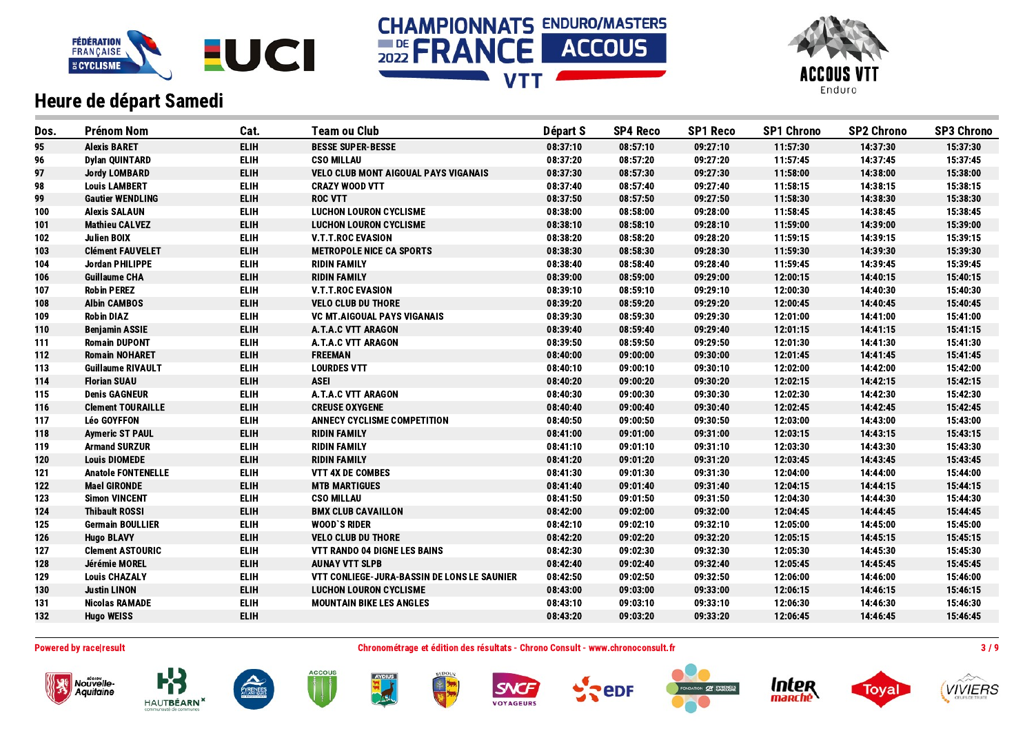## Heure de départ Samedi

| Dos. | Prénom Nom | Cat. | Team ou Club | Départ S | SP4 Reco | SP1 Reco | SP1 Chrono | SP2 Chrono | SP3 Chrono |
|---|---|---|---|---|---|---|---|---|---|
| 95 | Alexis BARET | ELIH | BESSE SUPER-BESSE | 08:37:10 | 08:57:10 | 09:27:10 | 11:57:30 | 14:37:30 | 15:37:30 |
| 96 | Dylan QUINTARD | ELIH | CSO MILLAU | 08:37:20 | 08:57:20 | 09:27:20 | 11:57:45 | 14:37:45 | 15:37:45 |
| 97 | Jordy LOMBARD | ELIH | VELO CLUB MONT AIGOUAL PAYS VIGANAIS | 08:37:30 | 08:57:30 | 09:27:30 | 11:58:00 | 14:38:00 | 15:38:00 |
| 98 | Louis LAMBERT | ELIH | CRAZY WOOD VTT | 08:37:40 | 08:57:40 | 09:27:40 | 11:58:15 | 14:38:15 | 15:38:15 |
| 99 | Gautier WENDLING | ELIH | ROC VTT | 08:37:50 | 08:57:50 | 09:27:50 | 11:58:30 | 14:38:30 | 15:38:30 |
| 100 | Alexis SALAUN | ELIH | LUCHON LOURON CYCLISME | 08:38:00 | 08:58:00 | 09:28:00 | 11:58:45 | 14:38:45 | 15:38:45 |
| 101 | Mathieu CALVEZ | ELIH | LUCHON LOURON CYCLISME | 08:38:10 | 08:58:10 | 09:28:10 | 11:59:00 | 14:39:00 | 15:39:00 |
| 102 | Julien BOIX | ELIH | V.T.T.ROC EVASION | 08:38:20 | 08:58:20 | 09:28:20 | 11:59:15 | 14:39:15 | 15:39:15 |
| 103 | Clément FAUVELET | ELIH | METROPOLE NICE CA SPORTS | 08:38:30 | 08:58:30 | 09:28:30 | 11:59:30 | 14:39:30 | 15:39:30 |
| 104 | Jordan PHILIPPE | ELIH | RIDIN FAMILY | 08:38:40 | 08:58:40 | 09:28:40 | 11:59:45 | 14:39:45 | 15:39:45 |
| 106 | Guillaume CHA | ELIH | RIDIN FAMILY | 08:39:00 | 08:59:00 | 09:29:00 | 12:00:15 | 14:40:15 | 15:40:15 |
| 107 | Robin PEREZ | ELIH | V.T.T.ROC EVASION | 08:39:10 | 08:59:10 | 09:29:10 | 12:00:30 | 14:40:30 | 15:40:30 |
| 108 | Albin CAMBOS | ELIH | VELO CLUB DU THORE | 08:39:20 | 08:59:20 | 09:29:20 | 12:00:45 | 14:40:45 | 15:40:45 |
| 109 | Robin DIAZ | ELIH | VC MT.AIGOUAL PAYS VIGANAIS | 08:39:30 | 08:59:30 | 09:29:30 | 12:01:00 | 14:41:00 | 15:41:00 |
| 110 | Benjamin ASSIE | ELIH | A.T.A.C VTT ARAGON | 08:39:40 | 08:59:40 | 09:29:40 | 12:01:15 | 14:41:15 | 15:41:15 |
| 111 | Romain DUPONT | ELIH | A.T.A.C VTT ARAGON | 08:39:50 | 08:59:50 | 09:29:50 | 12:01:30 | 14:41:30 | 15:41:30 |
| 112 | Romain NOHARET | ELIH | FREEMAN | 08:40:00 | 09:00:00 | 09:30:00 | 12:01:45 | 14:41:45 | 15:41:45 |
| 113 | Guillaume RIVAULT | ELIH | LOURDES VTT | 08:40:10 | 09:00:10 | 09:30:10 | 12:02:00 | 14:42:00 | 15:42:00 |
| 114 | Florian SUAU | ELIH | ASEI | 08:40:20 | 09:00:20 | 09:30:20 | 12:02:15 | 14:42:15 | 15:42:15 |
| 115 | Denis GAGNEUR | ELIH | A.T.A.C VTT ARAGON | 08:40:30 | 09:00:30 | 09:30:30 | 12:02:30 | 14:42:30 | 15:42:30 |
| 116 | Clement TOURAILLE | ELIH | CREUSE OXYGENE | 08:40:40 | 09:00:40 | 09:30:40 | 12:02:45 | 14:42:45 | 15:42:45 |
| 117 | Léo GOYFFON | ELIH | ANNECY CYCLISME COMPETITION | 08:40:50 | 09:00:50 | 09:30:50 | 12:03:00 | 14:43:00 | 15:43:00 |
| 118 | Aymeric ST PAUL | ELIH | RIDIN FAMILY | 08:41:00 | 09:01:00 | 09:31:00 | 12:03:15 | 14:43:15 | 15:43:15 |
| 119 | Armand SURZUR | ELIH | RIDIN FAMILY | 08:41:10 | 09:01:10 | 09:31:10 | 12:03:30 | 14:43:30 | 15:43:30 |
| 120 | Louis DIOMEDE | ELIH | RIDIN FAMILY | 08:41:20 | 09:01:20 | 09:31:20 | 12:03:45 | 14:43:45 | 15:43:45 |
| 121 | Anatole FONTENELLE | ELIH | VTT 4X DE COMBES | 08:41:30 | 09:01:30 | 09:31:30 | 12:04:00 | 14:44:00 | 15:44:00 |
| 122 | Mael GIRONDE | ELIH | MTB MARTIGUES | 08:41:40 | 09:01:40 | 09:31:40 | 12:04:15 | 14:44:15 | 15:44:15 |
| 123 | Simon VINCENT | ELIH | CSO MILLAU | 08:41:50 | 09:01:50 | 09:31:50 | 12:04:30 | 14:44:30 | 15:44:30 |
| 124 | Thibault ROSSI | ELIH | BMX CLUB CAVAILLON | 08:42:00 | 09:02:00 | 09:32:00 | 12:04:45 | 14:44:45 | 15:44:45 |
| 125 | Germain BOULLIER | ELIH | WOOD`S RIDER | 08:42:10 | 09:02:10 | 09:32:10 | 12:05:00 | 14:45:00 | 15:45:00 |
| 126 | Hugo BLAVY | ELIH | VELO CLUB DU THORE | 08:42:20 | 09:02:20 | 09:32:20 | 12:05:15 | 14:45:15 | 15:45:15 |
| 127 | Clement ASTOURIC | ELIH | VTT RANDO 04 DIGNE LES BAINS | 08:42:30 | 09:02:30 | 09:32:30 | 12:05:30 | 14:45:30 | 15:45:30 |
| 128 | Jérémie MOREL | ELIH | AUNAY VTT SLPB | 08:42:40 | 09:02:40 | 09:32:40 | 12:05:45 | 14:45:45 | 15:45:45 |
| 129 | Louis CHAZALY | ELIH | VTT CONLIEGE-JURA-BASSIN DE LONS LE SAUNIER | 08:42:50 | 09:02:50 | 09:32:50 | 12:06:00 | 14:46:00 | 15:46:00 |
| 130 | Justin LINON | ELIH | LUCHON LOURON CYCLISME | 08:43:00 | 09:03:00 | 09:33:00 | 12:06:15 | 14:46:15 | 15:46:15 |
| 131 | Nicolas RAMADE | ELIH | MOUNTAIN BIKE LES ANGLES | 08:43:10 | 09:03:10 | 09:33:10 | 12:06:30 | 14:46:30 | 15:46:30 |
| 132 | Hugo WEISS | ELIH | | 08:43:20 | 09:03:20 | 09:33:20 | 12:06:45 | 14:46:45 | 15:46:45 |

Powered by race|result

Chronométrage et édition des résultats - Chrono Consult - www.chronoconsult.fr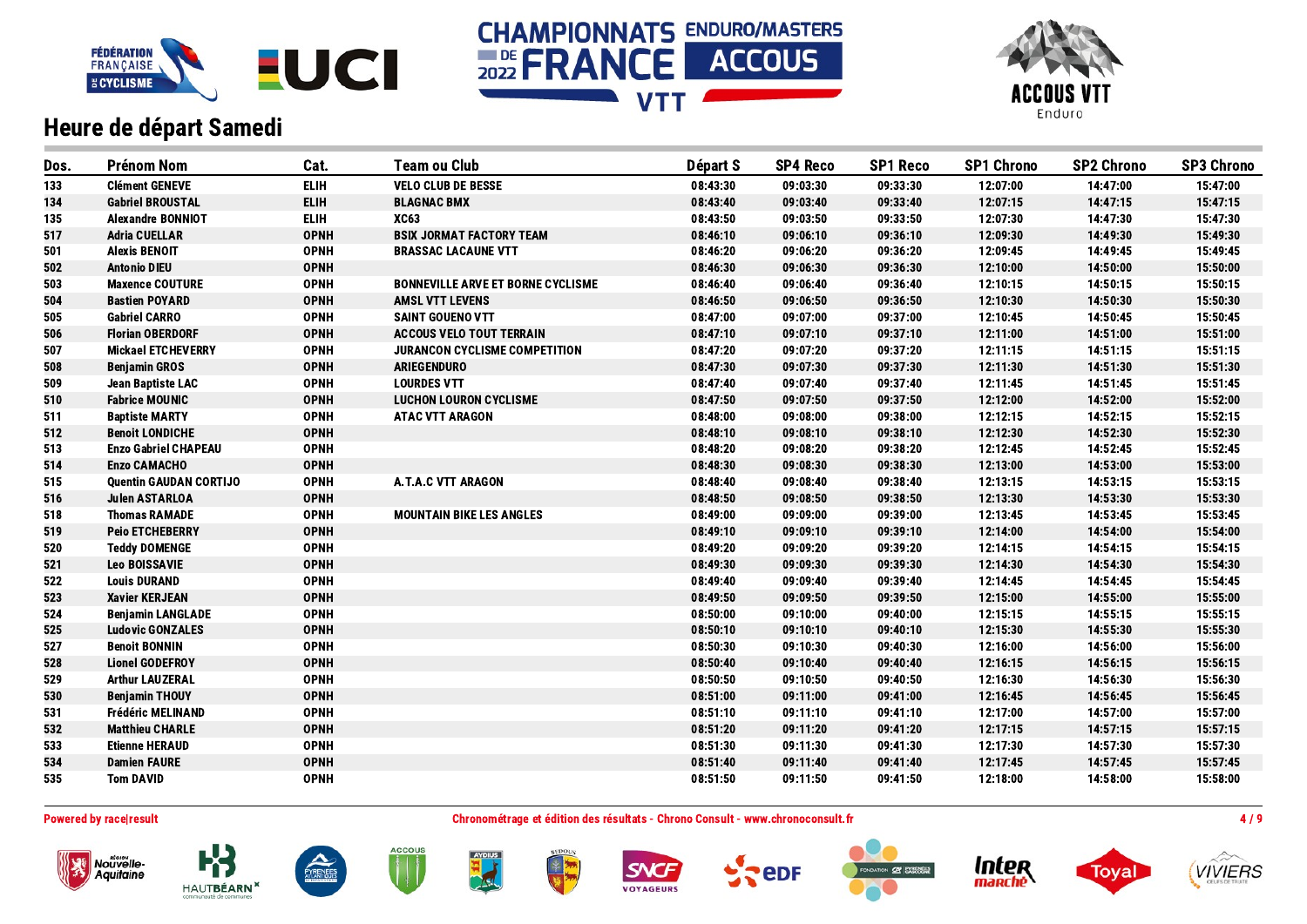## Heure de départ Samedi

| Dos. | Prénom Nom | Cat. | Team ou Club | Départ S | SP4 Reco | SP1 Reco | SP1 Chrono | SP2 Chrono | SP3 Chrono |
|---|---|---|---|---|---|---|---|---|---|
| 133 | Clément GENEVE | ELIH | VELO CLUB DE BESSE | 08:43:30 | 09:03:30 | 09:33:30 | 12:07:00 | 14:47:00 | 15:47:00 |
| 134 | Gabriel BROUSTAL | ELIH | BLAGNAC BMX | 08:43:40 | 09:03:40 | 09:33:40 | 12:07:15 | 14:47:15 | 15:47:15 |
| 135 | Alexandre BONNIOT | ELIH | XC63 | 08:43:50 | 09:03:50 | 09:33:50 | 12:07:30 | 14:47:30 | 15:47:30 |
| 517 | Adria CUELLAR | OPNH | BSIX JORMAT FACTORY TEAM | 08:46:10 | 09:06:10 | 09:36:10 | 12:09:30 | 14:49:30 | 15:49:30 |
| 501 | Alexis BENOIT | OPNH | BRASSAC LACAUNE VTT | 08:46:20 | 09:06:20 | 09:36:20 | 12:09:45 | 14:49:45 | 15:49:45 |
| 502 | Antonio DIEU | OPNH | | 08:46:30 | 09:06:30 | 09:36:30 | 12:10:00 | 14:50:00 | 15:50:00 |
| 503 | Maxence COUTURE | OPNH | BONNEVILLE ARVE ET BORNE CYCLISME | 08:46:40 | 09:06:40 | 09:36:40 | 12:10:15 | 14:50:15 | 15:50:15 |
| 504 | Bastien POYARD | OPNH | AMSL VTT LEVENS | 08:46:50 | 09:06:50 | 09:36:50 | 12:10:30 | 14:50:30 | 15:50:30 |
| 505 | Gabriel CARRO | OPNH | SAINT GOUENO VTT | 08:47:00 | 09:07:00 | 09:37:00 | 12:10:45 | 14:50:45 | 15:50:45 |
| 506 | Florian OBERDORF | OPNH | ACCOUS VELO TOUT TERRAIN | 08:47:10 | 09:07:10 | 09:37:10 | 12:11:00 | 14:51:00 | 15:51:00 |
| 507 | Mickael ETCHEVERRY | OPNH | JURANCON CYCLISME COMPETITION | 08:47:20 | 09:07:20 | 09:37:20 | 12:11:15 | 14:51:15 | 15:51:15 |
| 508 | Benjamin GROS | OPNH | ARIEGENDURO | 08:47:30 | 09:07:30 | 09:37:30 | 12:11:30 | 14:51:30 | 15:51:30 |
| 509 | Jean Baptiste LAC | OPNH | LOURDES VTT | 08:47:40 | 09:07:40 | 09:37:40 | 12:11:45 | 14:51:45 | 15:51:45 |
| 510 | Fabrice MOUNIC | OPNH | LUCHON LOURON CYCLISME | 08:47:50 | 09:07:50 | 09:37:50 | 12:12:00 | 14:52:00 | 15:52:00 |
| 511 | Baptiste MARTY | OPNH | ATAC VTT ARAGON | 08:48:00 | 09:08:00 | 09:38:00 | 12:12:15 | 14:52:15 | 15:52:15 |
| 512 | Benoit LONDICHE | OPNH | | 08:48:10 | 09:08:10 | 09:38:10 | 12:12:30 | 14:52:30 | 15:52:30 |
| 513 | Enzo Gabriel CHAPEAU | OPNH | | 08:48:20 | 09:08:20 | 09:38:20 | 12:12:45 | 14:52:45 | 15:52:45 |
| 514 | Enzo CAMACHO | OPNH | | 08:48:30 | 09:08:30 | 09:38:30 | 12:13:00 | 14:53:00 | 15:53:00 |
| 515 | Quentin GAUDAN CORTIJO | OPNH | A.T.A.C VTT ARAGON | 08:48:40 | 09:08:40 | 09:38:40 | 12:13:15 | 14:53:15 | 15:53:15 |
| 516 | Julen ASTARLOA | OPNH | | 08:48:50 | 09:08:50 | 09:38:50 | 12:13:30 | 14:53:30 | 15:53:30 |
| 518 | Thomas RAMADE | OPNH | MOUNTAIN BIKE LES ANGLES | 08:49:00 | 09:09:00 | 09:39:00 | 12:13:45 | 14:53:45 | 15:53:45 |
| 519 | Peio ETCHEBERRY | OPNH | | 08:49:10 | 09:09:10 | 09:39:10 | 12:14:00 | 14:54:00 | 15:54:00 |
| 520 | Teddy DOMENGE | OPNH | | 08:49:20 | 09:09:20 | 09:39:20 | 12:14:15 | 14:54:15 | 15:54:15 |
| 521 | Leo BOISSAVIE | OPNH | | 08:49:30 | 09:09:30 | 09:39:30 | 12:14:30 | 14:54:30 | 15:54:30 |
| 522 | Louis DURAND | OPNH | | 08:49:40 | 09:09:40 | 09:39:40 | 12:14:45 | 14:54:45 | 15:54:45 |
| 523 | Xavier KERJEAN | OPNH | | 08:49:50 | 09:09:50 | 09:39:50 | 12:15:00 | 14:55:00 | 15:55:00 |
| 524 | Benjamin LANGLADE | OPNH | | 08:50:00 | 09:10:00 | 09:40:00 | 12:15:15 | 14:55:15 | 15:55:15 |
| 525 | Ludovic GONZALES | OPNH | | 08:50:10 | 09:10:10 | 09:40:10 | 12:15:30 | 14:55:30 | 15:55:30 |
| 527 | Benoit BONNIN | OPNH | | 08:50:30 | 09:10:30 | 09:40:30 | 12:16:00 | 14:56:00 | 15:56:00 |
| 528 | Lionel GODEFROY | OPNH | | 08:50:40 | 09:10:40 | 09:40:40 | 12:16:15 | 14:56:15 | 15:56:15 |
| 529 | Arthur LAUZERAL | OPNH | | 08:50:50 | 09:10:50 | 09:40:50 | 12:16:30 | 14:56:30 | 15:56:30 |
| 530 | Benjamin THOUY | OPNH | | 08:51:00 | 09:11:00 | 09:41:00 | 12:16:45 | 14:56:45 | 15:56:45 |
| 531 | Frédéric MELINAND | OPNH | | 08:51:10 | 09:11:10 | 09:41:10 | 12:17:00 | 14:57:00 | 15:57:00 |
| 532 | Matthieu CHARLE | OPNH | | 08:51:20 | 09:11:20 | 09:41:20 | 12:17:15 | 14:57:15 | 15:57:15 |
| 533 | Etienne HERAUD | OPNH | | 08:51:30 | 09:11:30 | 09:41:30 | 12:17:30 | 14:57:30 | 15:57:30 |
| 534 | Damien FAURE | OPNH | | 08:51:40 | 09:11:40 | 09:41:40 | 12:17:45 | 14:57:45 | 15:57:45 |
| 535 | Tom DAVID | OPNH | | 08:51:50 | 09:11:50 | 09:41:50 | 12:18:00 | 14:58:00 | 15:58:00 |

Powered by race|result

Chronométrage et édition des résultats - Chrono Consult - www.chronoconsult.fr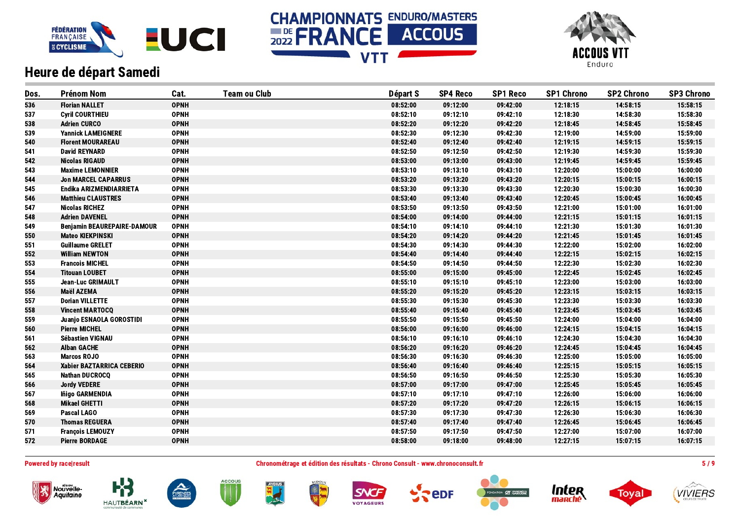## Heure de départ Samedi

| Dos. | Prénom Nom | Cat. | Team ou Club | Départ S | SP4 Reco | SP1 Reco | SP1 Chrono | SP2 Chrono | SP3 Chrono |
|---|---|---|---|---|---|---|---|---|---|
| 536 | Florian NALLET | OPNH | | 08:52:00 | 09:12:00 | 09:42:00 | 12:18:15 | 14:58:15 | 15:58:15 |
| 537 | Cyril COURTHIEU | OPNH | | 08:52:10 | 09:12:10 | 09:42:10 | 12:18:30 | 14:58:30 | 15:58:30 |
| 538 | Adrien CURCO | OPNH | | 08:52:20 | 09:12:20 | 09:42:20 | 12:18:45 | 14:58:45 | 15:58:45 |
| 539 | Yannick LAMEIGNERE | OPNH | | 08:52:30 | 09:12:30 | 09:42:30 | 12:19:00 | 14:59:00 | 15:59:00 |
| 540 | Florent MOURAREAU | OPNH | | 08:52:40 | 09:12:40 | 09:42:40 | 12:19:15 | 14:59:15 | 15:59:15 |
| 541 | David REYNARD | OPNH | | 08:52:50 | 09:12:50 | 09:42:50 | 12:19:30 | 14:59:30 | 15:59:30 |
| 542 | Nicolas RIGAUD | OPNH | | 08:53:00 | 09:13:00 | 09:43:00 | 12:19:45 | 14:59:45 | 15:59:45 |
| 543 | Maxime LEMONNIER | OPNH | | 08:53:10 | 09:13:10 | 09:43:10 | 12:20:00 | 15:00:00 | 16:00:00 |
| 544 | Jon MARCEL CAPARRUS | OPNH | | 08:53:20 | 09:13:20 | 09:43:20 | 12:20:15 | 15:00:15 | 16:00:15 |
| 545 | Endika ARIZMENDIARRIETA | OPNH | | 08:53:30 | 09:13:30 | 09:43:30 | 12:20:30 | 15:00:30 | 16:00:30 |
| 546 | Matthieu CLAUSTRES | OPNH | | 08:53:40 | 09:13:40 | 09:43:40 | 12:20:45 | 15:00:45 | 16:00:45 |
| 547 | Nicolas RICHEZ | OPNH | | 08:53:50 | 09:13:50 | 09:43:50 | 12:21:00 | 15:01:00 | 16:01:00 |
| 548 | Adrien DAVENEL | OPNH | | 08:54:00 | 09:14:00 | 09:44:00 | 12:21:15 | 15:01:15 | 16:01:15 |
| 549 | Benjamin BEAUREPAIRE-DAMOUR | OPNH | | 08:54:10 | 09:14:10 | 09:44:10 | 12:21:30 | 15:01:30 | 16:01:30 |
| 550 | Mateo KIEKPINSKI | OPNH | | 08:54:20 | 09:14:20 | 09:44:20 | 12:21:45 | 15:01:45 | 16:01:45 |
| 551 | Guillaume GRELET | OPNH | | 08:54:30 | 09:14:30 | 09:44:30 | 12:22:00 | 15:02:00 | 16:02:00 |
| 552 | William NEWTON | OPNH | | 08:54:40 | 09:14:40 | 09:44:40 | 12:22:15 | 15:02:15 | 16:02:15 |
| 553 | Francois MICHEL | OPNH | | 08:54:50 | 09:14:50 | 09:44:50 | 12:22:30 | 15:02:30 | 16:02:30 |
| 554 | Titouan LOUBET | OPNH | | 08:55:00 | 09:15:00 | 09:45:00 | 12:22:45 | 15:02:45 | 16:02:45 |
| 555 | Jean-Luc GRIMAULT | OPNH | | 08:55:10 | 09:15:10 | 09:45:10 | 12:23:00 | 15:03:00 | 16:03:00 |
| 556 | Maël AZEMA | OPNH | | 08:55:20 | 09:15:20 | 09:45:20 | 12:23:15 | 15:03:15 | 16:03:15 |
| 557 | Dorian VILLETTE | OPNH | | 08:55:30 | 09:15:30 | 09:45:30 | 12:23:30 | 15:03:30 | 16:03:30 |
| 558 | Vincent MARTOCQ | OPNH | | 08:55:40 | 09:15:40 | 09:45:40 | 12:23:45 | 15:03:45 | 16:03:45 |
| 559 | Juanjo ESNAOLA GOROSTIDI | OPNH | | 08:55:50 | 09:15:50 | 09:45:50 | 12:24:00 | 15:04:00 | 16:04:00 |
| 560 | Pierre MICHEL | OPNH | | 08:56:00 | 09:16:00 | 09:46:00 | 12:24:15 | 15:04:15 | 16:04:15 |
| 561 | Sébastien VIGNAU | OPNH | | 08:56:10 | 09:16:10 | 09:46:10 | 12:24:30 | 15:04:30 | 16:04:30 |
| 562 | Alban GACHE | OPNH | | 08:56:20 | 09:16:20 | 09:46:20 | 12:24:45 | 15:04:45 | 16:04:45 |
| 563 | Marcos ROJO | OPNH | | 08:56:30 | 09:16:30 | 09:46:30 | 12:25:00 | 15:05:00 | 16:05:00 |
| 564 | Xabier BAZTARRICA CEBERIO | OPNH | | 08:56:40 | 09:16:40 | 09:46:40 | 12:25:15 | 15:05:15 | 16:05:15 |
| 565 | Nathan DUCROCQ | OPNH | | 08:56:50 | 09:16:50 | 09:46:50 | 12:25:30 | 15:05:30 | 16:05:30 |
| 566 | Jordy VEDERE | OPNH | | 08:57:00 | 09:17:00 | 09:47:00 | 12:25:45 | 15:05:45 | 16:05:45 |
| 567 | Iñigo GARMENDIA | OPNH | | 08:57:10 | 09:17:10 | 09:47:10 | 12:26:00 | 15:06:00 | 16:06:00 |
| 568 | Mikael GHETTI | OPNH | | 08:57:20 | 09:17:20 | 09:47:20 | 12:26:15 | 15:06:15 | 16:06:15 |
| 569 | Pascal LAGO | OPNH | | 08:57:30 | 09:17:30 | 09:47:30 | 12:26:30 | 15:06:30 | 16:06:30 |
| 570 | Thomas REGUERA | OPNH | | 08:57:40 | 09:17:40 | 09:47:40 | 12:26:45 | 15:06:45 | 16:06:45 |
| 571 | François LEMOUZY | OPNH | | 08:57:50 | 09:17:50 | 09:47:50 | 12:27:00 | 15:07:00 | 16:07:00 |
| 572 | Pierre BORDAGE | OPNH | | 08:58:00 | 09:18:00 | 09:48:00 | 12:27:15 | 15:07:15 | 16:07:15 |

Powered by race|result

Chronométrage et édition des résultats - Chrono Consult - www.chronoconsult.fr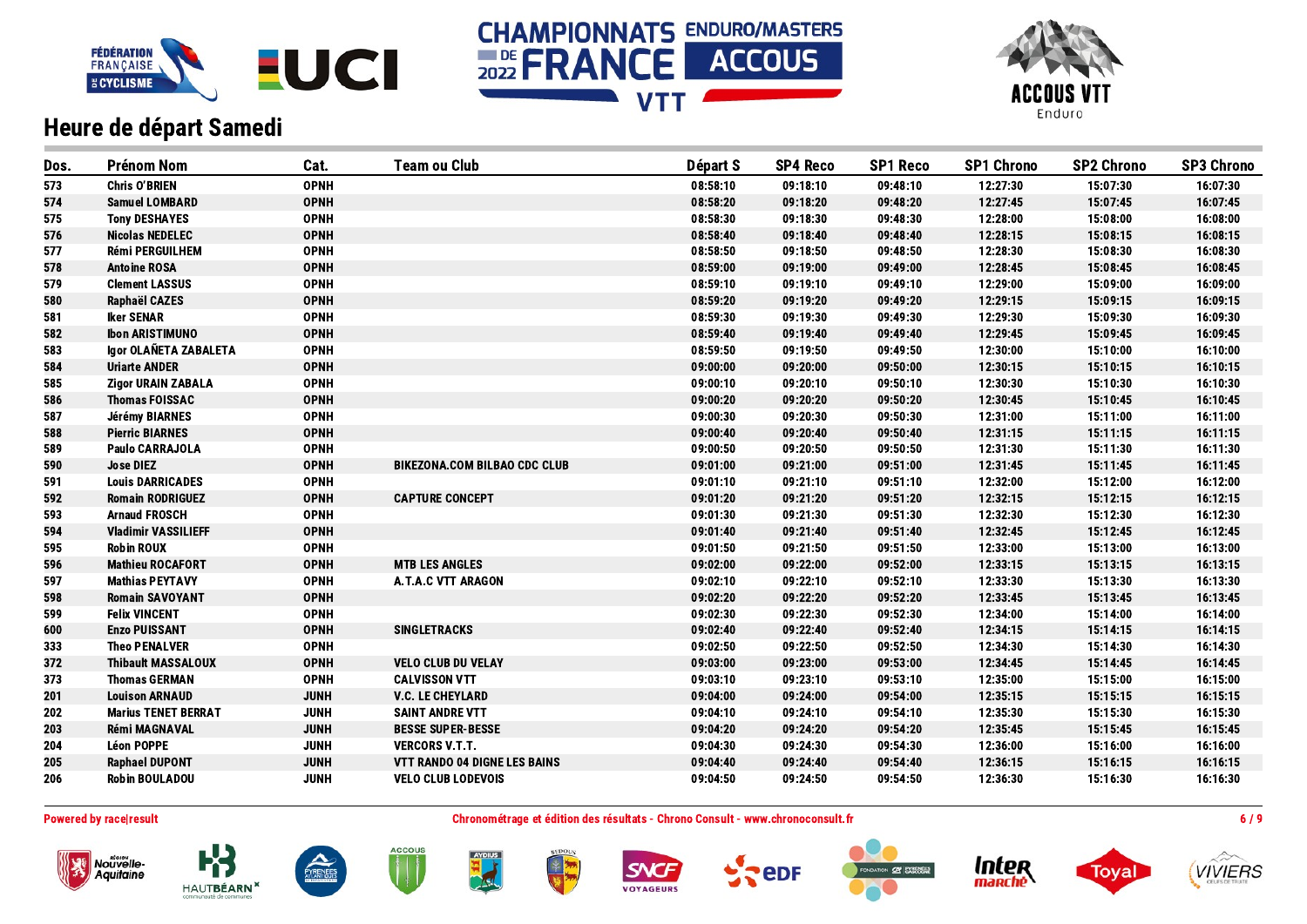## Heure de départ Samedi

| Dos. | Prénom Nom | Cat. | Team ou Club | Départ S | SP4 Reco | SP1 Reco | SP1 Chrono | SP2 Chrono | SP3 Chrono |
|---|---|---|---|---|---|---|---|---|---|
| 573 | Chris O'BRIEN | OPNH | | 08:58:10 | 09:18:10 | 09:48:10 | 12:27:30 | 15:07:30 | 16:07:30 |
| 574 | Samuel LOMBARD | OPNH | | 08:58:20 | 09:18:20 | 09:48:20 | 12:27:45 | 15:07:45 | 16:07:45 |
| 575 | Tony DESHAYES | OPNH | | 08:58:30 | 09:18:30 | 09:48:30 | 12:28:00 | 15:08:00 | 16:08:00 |
| 576 | Nicolas NEDELEC | OPNH | | 08:58:40 | 09:18:40 | 09:48:40 | 12:28:15 | 15:08:15 | 16:08:15 |
| 577 | Rémi PERGUILHEM | OPNH | | 08:58:50 | 09:18:50 | 09:48:50 | 12:28:30 | 15:08:30 | 16:08:30 |
| 578 | Antoine ROSA | OPNH | | 08:59:00 | 09:19:00 | 09:49:00 | 12:28:45 | 15:08:45 | 16:08:45 |
| 579 | Clement LASSUS | OPNH | | 08:59:10 | 09:19:10 | 09:49:10 | 12:29:00 | 15:09:00 | 16:09:00 |
| 580 | Raphaël CAZES | OPNH | | 08:59:20 | 09:19:20 | 09:49:20 | 12:29:15 | 15:09:15 | 16:09:15 |
| 581 | Iker SENAR | OPNH | | 08:59:30 | 09:19:30 | 09:49:30 | 12:29:30 | 15:09:30 | 16:09:30 |
| 582 | Ibon ARISTIMUNO | OPNH | | 08:59:40 | 09:19:40 | 09:49:40 | 12:29:45 | 15:09:45 | 16:09:45 |
| 583 | Igor OLAÑETA ZABALETA | OPNH | | 08:59:50 | 09:19:50 | 09:49:50 | 12:30:00 | 15:10:00 | 16:10:00 |
| 584 | Uriarte ANDER | OPNH | | 09:00:00 | 09:20:00 | 09:50:00 | 12:30:15 | 15:10:15 | 16:10:15 |
| 585 | Zigor URAIN ZABALA | OPNH | | 09:00:10 | 09:20:10 | 09:50:10 | 12:30:30 | 15:10:30 | 16:10:30 |
| 586 | Thomas FOISSAC | OPNH | | 09:00:20 | 09:20:20 | 09:50:20 | 12:30:45 | 15:10:45 | 16:10:45 |
| 587 | Jérémy BIARNES | OPNH | | 09:00:30 | 09:20:30 | 09:50:30 | 12:31:00 | 15:11:00 | 16:11:00 |
| 588 | Pierric BIARNES | OPNH | | 09:00:40 | 09:20:40 | 09:50:40 | 12:31:15 | 15:11:15 | 16:11:15 |
| 589 | Paulo CARRAJOLA | OPNH | | 09:00:50 | 09:20:50 | 09:50:50 | 12:31:30 | 15:11:30 | 16:11:30 |
| 590 | Jose DIEZ | OPNH | BIKEZONA.COM BILBAO CDC CLUB | 09:01:00 | 09:21:00 | 09:51:00 | 12:31:45 | 15:11:45 | 16:11:45 |
| 591 | Louis DARRICADES | OPNH | | 09:01:10 | 09:21:10 | 09:51:10 | 12:32:00 | 15:12:00 | 16:12:00 |
| 592 | Romain RODRIGUEZ | OPNH | CAPTURE CONCEPT | 09:01:20 | 09:21:20 | 09:51:20 | 12:32:15 | 15:12:15 | 16:12:15 |
| 593 | Arnaud FROSCH | OPNH | | 09:01:30 | 09:21:30 | 09:51:30 | 12:32:30 | 15:12:30 | 16:12:30 |
| 594 | Vladimir VASSILIEFF | OPNH | | 09:01:40 | 09:21:40 | 09:51:40 | 12:32:45 | 15:12:45 | 16:12:45 |
| 595 | Robin ROUX | OPNH | | 09:01:50 | 09:21:50 | 09:51:50 | 12:33:00 | 15:13:00 | 16:13:00 |
| 596 | Mathieu ROCAFORT | OPNH | MTB LES ANGLES | 09:02:00 | 09:22:00 | 09:52:00 | 12:33:15 | 15:13:15 | 16:13:15 |
| 597 | Mathias PEYTAVY | OPNH | A.T.A.C VTT ARAGON | 09:02:10 | 09:22:10 | 09:52:10 | 12:33:30 | 15:13:30 | 16:13:30 |
| 598 | Romain SAVOYANT | OPNH | | 09:02:20 | 09:22:20 | 09:52:20 | 12:33:45 | 15:13:45 | 16:13:45 |
| 599 | Felix VINCENT | OPNH | | 09:02:30 | 09:22:30 | 09:52:30 | 12:34:00 | 15:14:00 | 16:14:00 |
| 600 | Enzo PUISSANT | OPNH | SINGLETRACKS | 09:02:40 | 09:22:40 | 09:52:40 | 12:34:15 | 15:14:15 | 16:14:15 |
| 333 | Theo PENALVER | OPNH | | 09:02:50 | 09:22:50 | 09:52:50 | 12:34:30 | 15:14:30 | 16:14:30 |
| 372 | Thibault MASSALOUX | OPNH | VELO CLUB DU VELAY | 09:03:00 | 09:23:00 | 09:53:00 | 12:34:45 | 15:14:45 | 16:14:45 |
| 373 | Thomas GERMAN | OPNH | CALVISSON VTT | 09:03:10 | 09:23:10 | 09:53:10 | 12:35:00 | 15:15:00 | 16:15:00 |
| 201 | Louison ARNAUD | JUNH | V.C. LE CHEYLARD | 09:04:00 | 09:24:00 | 09:54:00 | 12:35:15 | 15:15:15 | 16:15:15 |
| 202 | Marius TENET BERRAT | JUNH | SAINT ANDRE VTT | 09:04:10 | 09:24:10 | 09:54:10 | 12:35:30 | 15:15:30 | 16:15:30 |
| 203 | Rémi MAGNAVAL | JUNH | BESSE SUPER-BESSE | 09:04:20 | 09:24:20 | 09:54:20 | 12:35:45 | 15:15:45 | 16:15:45 |
| 204 | Léon POPPE | JUNH | VERCORS V.T.T. | 09:04:30 | 09:24:30 | 09:54:30 | 12:36:00 | 15:16:00 | 16:16:00 |
| 205 | Raphael DUPONT | JUNH | VTT RANDO 04 DIGNE LES BAINS | 09:04:40 | 09:24:40 | 09:54:40 | 12:36:15 | 15:16:15 | 16:16:15 |
| 206 | Robin BOULADOU | JUNH | VELO CLUB LODEVOIS | 09:04:50 | 09:24:50 | 09:54:50 | 12:36:30 | 15:16:30 | 16:16:30 |

Powered by race|result

Chronométrage et édition des résultats - Chrono Consult - www.chronoconsult.fr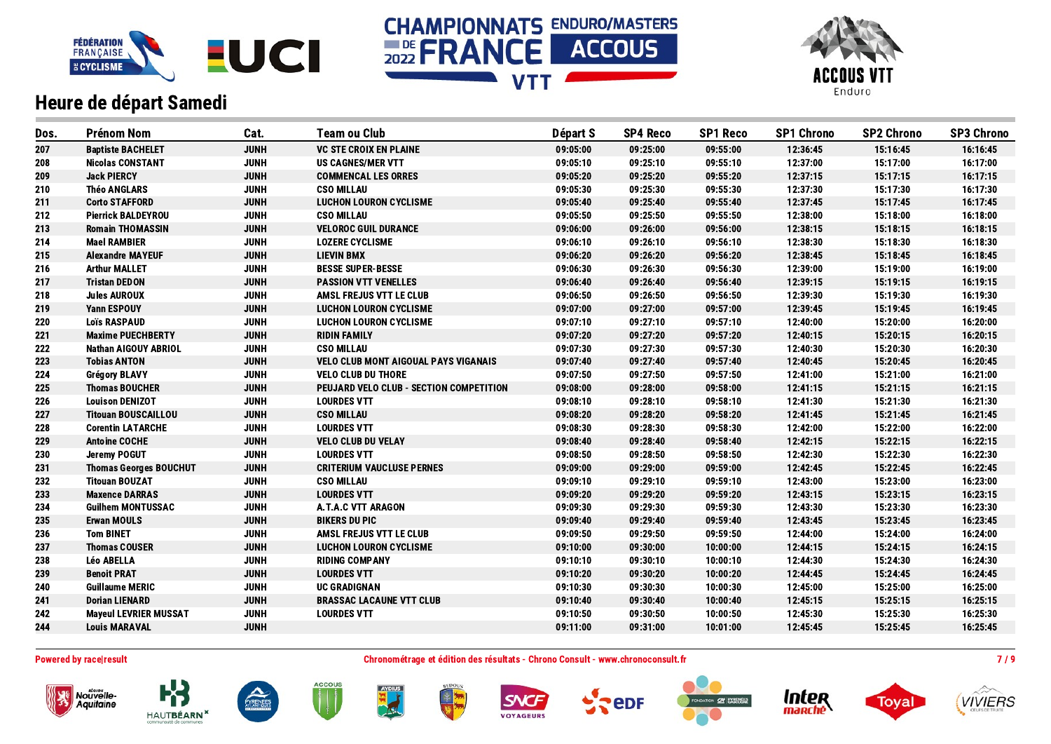## Heure de départ Samedi

| Dos. | Prénom Nom | Cat. | Team ou Club | Départ S | SP4 Reco | SP1 Reco | SP1 Chrono | SP2 Chrono | SP3 Chrono |
|---|---|---|---|---|---|---|---|---|---|
| 207 | Baptiste BACHELET | JUNH | VC STE CROIX EN PLAINE | 09:05:00 | 09:25:00 | 09:55:00 | 12:36:45 | 15:16:45 | 16:16:45 |
| 208 | Nicolas CONSTANT | JUNH | US CAGNES/MER VTT | 09:05:10 | 09:25:10 | 09:55:10 | 12:37:00 | 15:17:00 | 16:17:00 |
| 209 | Jack PIERCY | JUNH | COMMENCAL LES ORRES | 09:05:20 | 09:25:20 | 09:55:20 | 12:37:15 | 15:17:15 | 16:17:15 |
| 210 | Théo ANGLARS | JUNH | CSO MILLAU | 09:05:30 | 09:25:30 | 09:55:30 | 12:37:30 | 15:17:30 | 16:17:30 |
| 211 | Corto STAFFORD | JUNH | LUCHON LOURON CYCLISME | 09:05:40 | 09:25:40 | 09:55:40 | 12:37:45 | 15:17:45 | 16:17:45 |
| 212 | Pierrick BALDEYROU | JUNH | CSO MILLAU | 09:05:50 | 09:25:50 | 09:55:50 | 12:38:00 | 15:18:00 | 16:18:00 |
| 213 | Romain THOMASSIN | JUNH | VELOROC GUIL DURANCE | 09:06:00 | 09:26:00 | 09:56:00 | 12:38:15 | 15:18:15 | 16:18:15 |
| 214 | Mael RAMBIER | JUNH | LOZERE CYCLISME | 09:06:10 | 09:26:10 | 09:56:10 | 12:38:30 | 15:18:30 | 16:18:30 |
| 215 | Alexandre MAYEUF | JUNH | LIEVIN BMX | 09:06:20 | 09:26:20 | 09:56:20 | 12:38:45 | 15:18:45 | 16:18:45 |
| 216 | Arthur MALLET | JUNH | BESSE SUPER-BESSE | 09:06:30 | 09:26:30 | 09:56:30 | 12:39:00 | 15:19:00 | 16:19:00 |
| 217 | Tristan DEDON | JUNH | PASSION VTT VENELLES | 09:06:40 | 09:26:40 | 09:56:40 | 12:39:15 | 15:19:15 | 16:19:15 |
| 218 | Jules AUROUX | JUNH | AMSL FREJUS VTT LE CLUB | 09:06:50 | 09:26:50 | 09:56:50 | 12:39:30 | 15:19:30 | 16:19:30 |
| 219 | Yann ESPOUY | JUNH | LUCHON LOURON CYCLISME | 09:07:00 | 09:27:00 | 09:57:00 | 12:39:45 | 15:19:45 | 16:19:45 |
| 220 | Loïs RASPAUD | JUNH | LUCHON LOURON CYCLISME | 09:07:10 | 09:27:10 | 09:57:10 | 12:40:00 | 15:20:00 | 16:20:00 |
| 221 | Maxime PUECHBERTY | JUNH | RIDIN FAMILY | 09:07:20 | 09:27:20 | 09:57:20 | 12:40:15 | 15:20:15 | 16:20:15 |
| 222 | Nathan AIGOUY ABRIOL | JUNH | CSO MILLAU | 09:07:30 | 09:27:30 | 09:57:30 | 12:40:30 | 15:20:30 | 16:20:30 |
| 223 | Tobias ANTON | JUNH | VELO CLUB MONT AIGOUAL PAYS VIGANAIS | 09:07:40 | 09:27:40 | 09:57:40 | 12:40:45 | 15:20:45 | 16:20:45 |
| 224 | Grégory BLAVY | JUNH | VELO CLUB DU THORE | 09:07:50 | 09:27:50 | 09:57:50 | 12:41:00 | 15:21:00 | 16:21:00 |
| 225 | Thomas BOUCHER | JUNH | PEUJARD VELO CLUB - SECTION COMPETITION | 09:08:00 | 09:28:00 | 09:58:00 | 12:41:15 | 15:21:15 | 16:21:15 |
| 226 | Louison DENIZOT | JUNH | LOURDES VTT | 09:08:10 | 09:28:10 | 09:58:10 | 12:41:30 | 15:21:30 | 16:21:30 |
| 227 | Titouan BOUSCAILLOU | JUNH | CSO MILLAU | 09:08:20 | 09:28:20 | 09:58:20 | 12:41:45 | 15:21:45 | 16:21:45 |
| 228 | Corentin LATARCHE | JUNH | LOURDES VTT | 09:08:30 | 09:28:30 | 09:58:30 | 12:42:00 | 15:22:00 | 16:22:00 |
| 229 | Antoine COCHE | JUNH | VELO CLUB DU VELAY | 09:08:40 | 09:28:40 | 09:58:40 | 12:42:15 | 15:22:15 | 16:22:15 |
| 230 | Jeremy POGUT | JUNH | LOURDES VTT | 09:08:50 | 09:28:50 | 09:58:50 | 12:42:30 | 15:22:30 | 16:22:30 |
| 231 | Thomas Georges BOUCHUT | JUNH | CRITERIUM VAUCLUSE PERNES | 09:09:00 | 09:29:00 | 09:59:00 | 12:42:45 | 15:22:45 | 16:22:45 |
| 232 | Titouan BOUZAT | JUNH | CSO MILLAU | 09:09:10 | 09:29:10 | 09:59:10 | 12:43:00 | 15:23:00 | 16:23:00 |
| 233 | Maxence DARRAS | JUNH | LOURDES VTT | 09:09:20 | 09:29:20 | 09:59:20 | 12:43:15 | 15:23:15 | 16:23:15 |
| 234 | Guilhem MONTUSSAC | JUNH | A.T.A.C VTT ARAGON | 09:09:30 | 09:29:30 | 09:59:30 | 12:43:30 | 15:23:30 | 16:23:30 |
| 235 | Erwan MOULS | JUNH | BIKERS DU PIC | 09:09:40 | 09:29:40 | 09:59:40 | 12:43:45 | 15:23:45 | 16:23:45 |
| 236 | Tom BINET | JUNH | AMSL FREJUS VTT LE CLUB | 09:09:50 | 09:29:50 | 09:59:50 | 12:44:00 | 15:24:00 | 16:24:00 |
| 237 | Thomas COUSER | JUNH | LUCHON LOURON CYCLISME | 09:10:00 | 09:30:00 | 10:00:00 | 12:44:15 | 15:24:15 | 16:24:15 |
| 238 | Léo ABELLA | JUNH | RIDING COMPANY | 09:10:10 | 09:30:10 | 10:00:10 | 12:44:30 | 15:24:30 | 16:24:30 |
| 239 | Benoit PRAT | JUNH | LOURDES VTT | 09:10:20 | 09:30:20 | 10:00:20 | 12:44:45 | 15:24:45 | 16:24:45 |
| 240 | Guillaume MERIC | JUNH | UC GRADIGNAN | 09:10:30 | 09:30:30 | 10:00:30 | 12:45:00 | 15:25:00 | 16:25:00 |
| 241 | Dorian LIENARD | JUNH | BRASSAC LACAUNE VTT CLUB | 09:10:40 | 09:30:40 | 10:00:40 | 12:45:15 | 15:25:15 | 16:25:15 |
| 242 | Mayeul LEVRIER MUSSAT | JUNH | LOURDES VTT | 09:10:50 | 09:30:50 | 10:00:50 | 12:45:30 | 15:25:30 | 16:25:30 |
| 244 | Louis MARAVAL | JUNH | | 09:11:00 | 09:31:00 | 10:01:00 | 12:45:45 | 15:25:45 | 16:25:45 |

Powered by race|result

Chronométrage et édition des résultats - Chrono Consult - www.chronoconsult.fr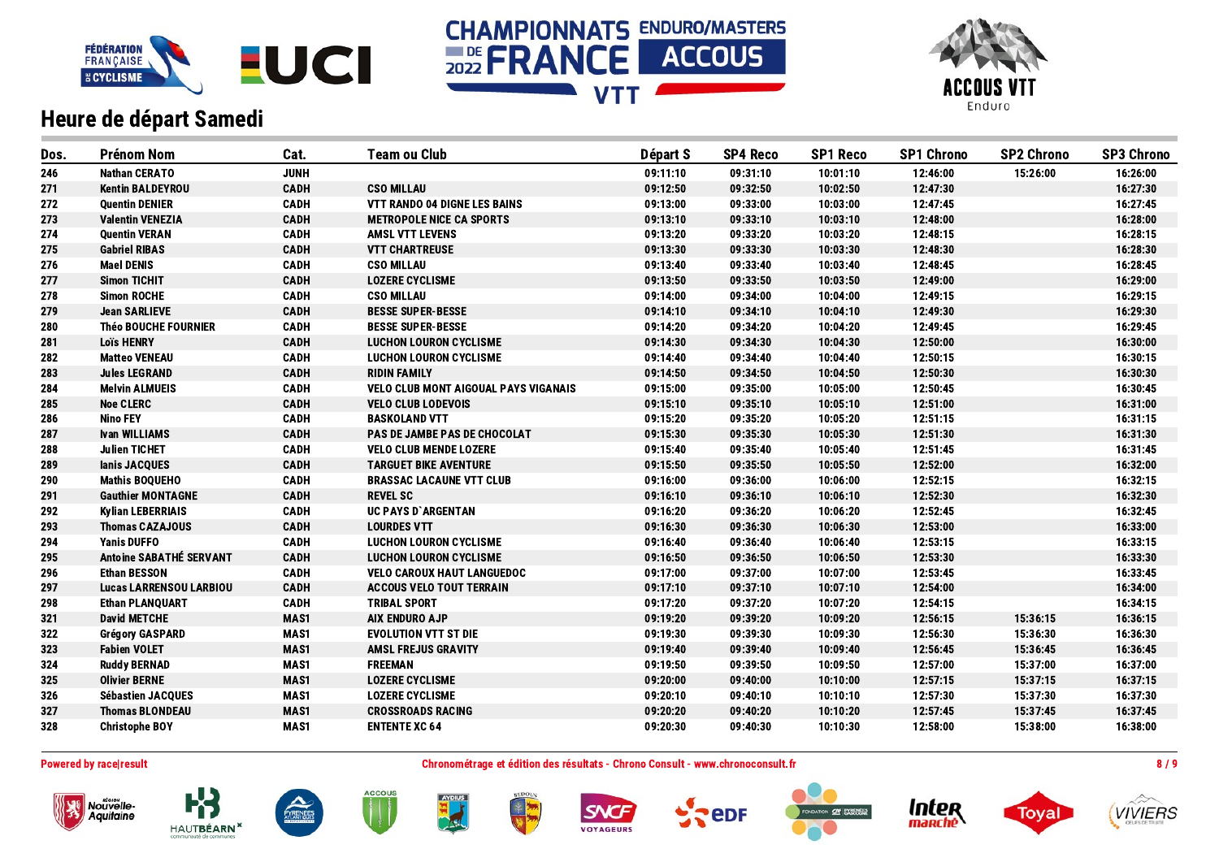# Championnats de France Enduro/Masters VTT 2022 Accous

## Heure de départ Samedi

| Dos. | Prénom Nom | Cat. | Team ou Club | Départ S | SP4 Reco | SP1 Reco | SP1 Chrono | SP2 Chrono | SP3 Chrono |
|---|---|---|---|---|---|---|---|---|---|
| 246 | Nathan CERATO | JUNH | | 09:11:10 | 09:31:10 | 10:01:10 | 12:46:00 | 15:26:00 | 16:26:00 |
| 271 | Kentin BALDEYROU | CADH | CSO MILLAU | 09:12:50 | 09:32:50 | 10:02:50 | 12:47:30 | | 16:27:30 |
| 272 | Quentin DENIER | CADH | VTT RANDO 04 DIGNE LES BAINS | 09:13:00 | 09:33:00 | 10:03:00 | 12:47:45 | | 16:27:45 |
| 273 | Valentin VENEZIA | CADH | METROPOLE NICE CA SPORTS | 09:13:10 | 09:33:10 | 10:03:10 | 12:48:00 | | 16:28:00 |
| 274 | Quentin VERAN | CADH | AMSL VTT LEVENS | 09:13:20 | 09:33:20 | 10:03:20 | 12:48:15 | | 16:28:15 |
| 275 | Gabriel RIBAS | CADH | VTT CHARTREUSE | 09:13:30 | 09:33:30 | 10:03:30 | 12:48:30 | | 16:28:30 |
| 276 | Mael DENIS | CADH | CSO MILLAU | 09:13:40 | 09:33:40 | 10:03:40 | 12:48:45 | | 16:28:45 |
| 277 | Simon TICHIT | CADH | LOZERE CYCLISME | 09:13:50 | 09:33:50 | 10:03:50 | 12:49:00 | | 16:29:00 |
| 278 | Simon ROCHE | CADH | CSO MILLAU | 09:14:00 | 09:34:00 | 10:04:00 | 12:49:15 | | 16:29:15 |
| 279 | Jean SARLIEVE | CADH | BESSE SUPER-BESSE | 09:14:10 | 09:34:10 | 10:04:10 | 12:49:30 | | 16:29:30 |
| 280 | Théo BOUCHE FOURNIER | CADH | BESSE SUPER-BESSE | 09:14:20 | 09:34:20 | 10:04:20 | 12:49:45 | | 16:29:45 |
| 281 | Loïs HENRY | CADH | LUCHON LOURON CYCLISME | 09:14:30 | 09:34:30 | 10:04:30 | 12:50:00 | | 16:30:00 |
| 282 | Matteo VENEAU | CADH | LUCHON LOURON CYCLISME | 09:14:40 | 09:34:40 | 10:04:40 | 12:50:15 | | 16:30:15 |
| 283 | Jules LEGRAND | CADH | RIDIN FAMILY | 09:14:50 | 09:34:50 | 10:04:50 | 12:50:30 | | 16:30:30 |
| 284 | Melvin ALMUEIS | CADH | VELO CLUB MONT AIGOUAL PAYS VIGANAIS | 09:15:00 | 09:35:00 | 10:05:00 | 12:50:45 | | 16:30:45 |
| 285 | Noe CLERC | CADH | VELO CLUB LODEVOIS | 09:15:10 | 09:35:10 | 10:05:10 | 12:51:00 | | 16:31:00 |
| 286 | Nino FEY | CADH | BASKOLAND VTT | 09:15:20 | 09:35:20 | 10:05:20 | 12:51:15 | | 16:31:15 |
| 287 | Ivan WILLIAMS | CADH | PAS DE JAMBE PAS DE CHOCOLAT | 09:15:30 | 09:35:30 | 10:05:30 | 12:51:30 | | 16:31:30 |
| 288 | Julien TICHET | CADH | VELO CLUB MENDE LOZERE | 09:15:40 | 09:35:40 | 10:05:40 | 12:51:45 | | 16:31:45 |
| 289 | Ianis JACQUES | CADH | TARGUET BIKE AVENTURE | 09:15:50 | 09:35:50 | 10:05:50 | 12:52:00 | | 16:32:00 |
| 290 | Mathis BOQUEHO | CADH | BRASSAC LACAUNE VTT CLUB | 09:16:00 | 09:36:00 | 10:06:00 | 12:52:15 | | 16:32:15 |
| 291 | Gauthier MONTAGNE | CADH | REVEL SC | 09:16:10 | 09:36:10 | 10:06:10 | 12:52:30 | | 16:32:30 |
| 292 | Kylian LEBERRIAIS | CADH | UC PAYS D`ARGENTAN | 09:16:20 | 09:36:20 | 10:06:20 | 12:52:45 | | 16:32:45 |
| 293 | Thomas CAZAJOUS | CADH | LOURDES VTT | 09:16:30 | 09:36:30 | 10:06:30 | 12:53:00 | | 16:33:00 |
| 294 | Yanis DUFFO | CADH | LUCHON LOURON CYCLISME | 09:16:40 | 09:36:40 | 10:06:40 | 12:53:15 | | 16:33:15 |
| 295 | Antoine SABATHÉ SERVANT | CADH | LUCHON LOURON CYCLISME | 09:16:50 | 09:36:50 | 10:06:50 | 12:53:30 | | 16:33:30 |
| 296 | Ethan BESSON | CADH | VELO CAROUX HAUT LANGUEDOC | 09:17:00 | 09:37:00 | 10:07:00 | 12:53:45 | | 16:33:45 |
| 297 | Lucas LARRENSOU LARBIOU | CADH | ACCOUS VELO TOUT TERRAIN | 09:17:10 | 09:37:10 | 10:07:10 | 12:54:00 | | 16:34:00 |
| 298 | Ethan PLANQUART | CADH | TRIBAL SPORT | 09:17:20 | 09:37:20 | 10:07:20 | 12:54:15 | | 16:34:15 |
| 321 | David METCHE | MAS1 | AIX ENDURO AJP | 09:19:20 | 09:39:20 | 10:09:20 | 12:56:15 | 15:36:15 | 16:36:15 |
| 322 | Grégory GASPARD | MAS1 | EVOLUTION VTT ST DIE | 09:19:30 | 09:39:30 | 10:09:30 | 12:56:30 | 15:36:30 | 16:36:30 |
| 323 | Fabien VOLET | MAS1 | AMSL FREJUS GRAVITY | 09:19:40 | 09:39:40 | 10:09:40 | 12:56:45 | 15:36:45 | 16:36:45 |
| 324 | Ruddy BERNAD | MAS1 | FREEMAN | 09:19:50 | 09:39:50 | 10:09:50 | 12:57:00 | 15:37:00 | 16:37:00 |
| 325 | Olivier BERNE | MAS1 | LOZERE CYCLISME | 09:20:00 | 09:40:00 | 10:10:00 | 12:57:15 | 15:37:15 | 16:37:15 |
| 326 | Sébastien JACQUES | MAS1 | LOZERE CYCLISME | 09:20:10 | 09:40:10 | 10:10:10 | 12:57:30 | 15:37:30 | 16:37:30 |
| 327 | Thomas BLONDEAU | MAS1 | CROSSROADS RACING | 09:20:20 | 09:40:20 | 10:10:20 | 12:57:45 | 15:37:45 | 16:37:45 |
| 328 | Christophe BOY | MAS1 | ENTENTE XC 64 | 09:20:30 | 09:40:30 | 10:10:30 | 12:58:00 | 15:38:00 | 16:38:00 |

Powered by race|result

Chronométrage et édition des résultats - Chrono Consult - www.chronoconsult.fr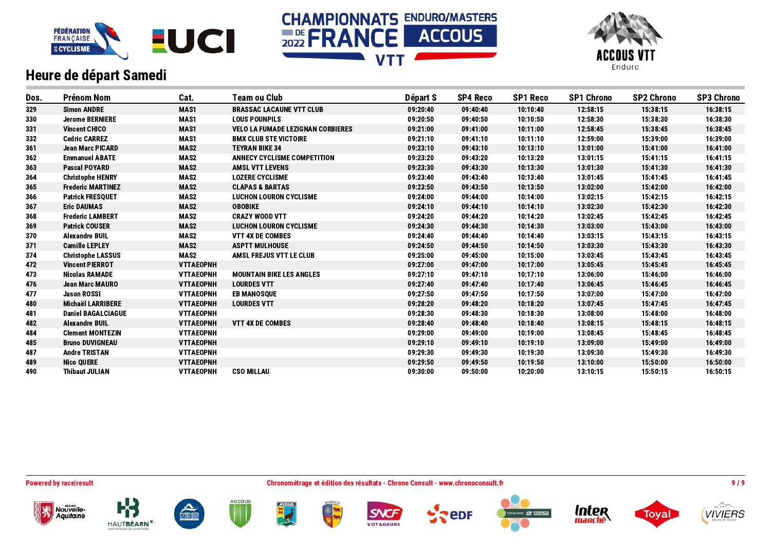## Heure de départ Samedi

| Dos. | Prénom Nom | Cat. | Team ou Club | Départ S | SP4 Reco | SP1 Reco | SP1 Chrono | SP2 Chrono | SP3 Chrono |
|---|---|---|---|---|---|---|---|---|---|
| 329 | Simon ANDRE | MAS1 | BRASSAC LACAUNE VTT CLUB | 09:20:40 | 09:40:40 | 10:10:40 | 12:58:15 | 15:38:15 | 16:38:15 |
| 330 | Jerome BERNIERE | MAS1 | LOUS POUNPILS | 09:20:50 | 09:40:50 | 10:10:50 | 12:58:30 | 15:38:30 | 16:38:30 |
| 331 | Vincent CHICO | MAS1 | VELO LA FUMADE LEZIGNAN CORBIERES | 09:21:00 | 09:41:00 | 10:11:00 | 12:58:45 | 15:38:45 | 16:38:45 |
| 332 | Cedric CARREZ | MAS1 | BMX CLUB STE VICTOIRE | 09:21:10 | 09:41:10 | 10:11:10 | 12:59:00 | 15:39:00 | 16:39:00 |
| 361 | Jean Marc PICARD | MAS2 | TEYRAN BIKE 34 | 09:23:10 | 09:43:10 | 10:13:10 | 13:01:00 | 15:41:00 | 16:41:00 |
| 362 | Emmanuel ABATE | MAS2 | ANNECY CYCLISME COMPETITION | 09:23:20 | 09:43:20 | 10:13:20 | 13:01:15 | 15:41:15 | 16:41:15 |
| 363 | Pascal POYARD | MAS2 | AMSL VTT LEVENS | 09:23:30 | 09:43:30 | 10:13:30 | 13:01:30 | 15:41:30 | 16:41:30 |
| 364 | Christophe HENRY | MAS2 | LOZERE CYCLISME | 09:23:40 | 09:43:40 | 10:13:40 | 13:01:45 | 15:41:45 | 16:41:45 |
| 365 | Frederic MARTINEZ | MAS2 | CLAPAS & BARTAS | 09:23:50 | 09:43:50 | 10:13:50 | 13:02:00 | 15:42:00 | 16:42:00 |
| 366 | Patrick FRESQUET | MAS2 | LUCHON LOURON CYCLISME | 09:24:00 | 09:44:00 | 10:14:00 | 13:02:15 | 15:42:15 | 16:42:15 |
| 367 | Eric DAUMAS | MAS2 | OBOBIKE | 09:24:10 | 09:44:10 | 10:14:10 | 13:02:30 | 15:42:30 | 16:42:30 |
| 368 | Frederic LAMBERT | MAS2 | CRAZY WOOD VTT | 09:24:20 | 09:44:20 | 10:14:20 | 13:02:45 | 15:42:45 | 16:42:45 |
| 369 | Patrick COUSER | MAS2 | LUCHON LOURON CYCLISME | 09:24:30 | 09:44:30 | 10:14:30 | 13:03:00 | 15:43:00 | 16:43:00 |
| 370 | Alexandre BUIL | MAS2 | VTT 4X DE COMBES | 09:24:40 | 09:44:40 | 10:14:40 | 13:03:15 | 15:43:15 | 16:43:15 |
| 371 | Camille LEPLEY | MAS2 | ASPTT MULHOUSE | 09:24:50 | 09:44:50 | 10:14:50 | 13:03:30 | 15:43:30 | 16:43:30 |
| 374 | Christophe LASSUS | MAS2 | AMSL FREJUS VTT LE CLUB | 09:25:00 | 09:45:00 | 10:15:00 | 13:03:45 | 15:43:45 | 16:43:45 |
| 472 | Vincent PIERROT | VTTAEOPNH | | 09:27:00 | 09:47:00 | 10:17:00 | 13:05:45 | 15:45:45 | 16:45:45 |
| 473 | Nicolas RAMADE | VTTAEOPNH | MOUNTAIN BIKE LES ANGLES | 09:27:10 | 09:47:10 | 10:17:10 | 13:06:00 | 15:46:00 | 16:46:00 |
| 476 | Jean Marc MAURO | VTTAEOPNH | LOURDES VTT | 09:27:40 | 09:47:40 | 10:17:40 | 13:06:45 | 15:46:45 | 16:46:45 |
| 477 | Jason ROSSI | VTTAEOPNH | EB MANOSQUE | 09:27:50 | 09:47:50 | 10:17:50 | 13:07:00 | 15:47:00 | 16:47:00 |
| 480 | Michaël LARRIBERE | VTTAEOPNH | LOURDES VTT | 09:28:20 | 09:48:20 | 10:18:20 | 13:07:45 | 15:47:45 | 16:47:45 |
| 481 | Daniel BAGALCIAGUE | VTTAEOPNH | | 09:28:30 | 09:48:30 | 10:18:30 | 13:08:00 | 15:48:00 | 16:48:00 |
| 482 | Alexandre BUIL | VTTAEOPNH | VTT 4X DE COMBES | 09:28:40 | 09:48:40 | 10:18:40 | 13:08:15 | 15:48:15 | 16:48:15 |
| 484 | Clement MONTEZIN | VTTAEOPNH | | 09:29:00 | 09:49:00 | 10:19:00 | 13:08:45 | 15:48:45 | 16:48:45 |
| 485 | Bruno DUVIGNEAU | VTTAEOPNH | | 09:29:10 | 09:49:10 | 10:19:10 | 13:09:00 | 15:49:00 | 16:49:00 |
| 487 | Andre TRISTAN | VTTAEOPNH | | 09:29:30 | 09:49:30 | 10:19:30 | 13:09:30 | 15:49:30 | 16:49:30 |
| 489 | Nico QUERE | VTTAEOPNH | | 09:29:50 | 09:49:50 | 10:19:50 | 13:10:00 | 15:50:00 | 16:50:00 |
| 490 | Thibaut JULIAN | VTTAEOPNH | CSO MILLAU | 09:30:00 | 09:50:00 | 10:20:00 | 13:10:15 | 15:50:15 | 16:50:15 |

Powered by race|result

Chronométrage et édition des résultats - Chrono Consult - www.chronoconsult.fr